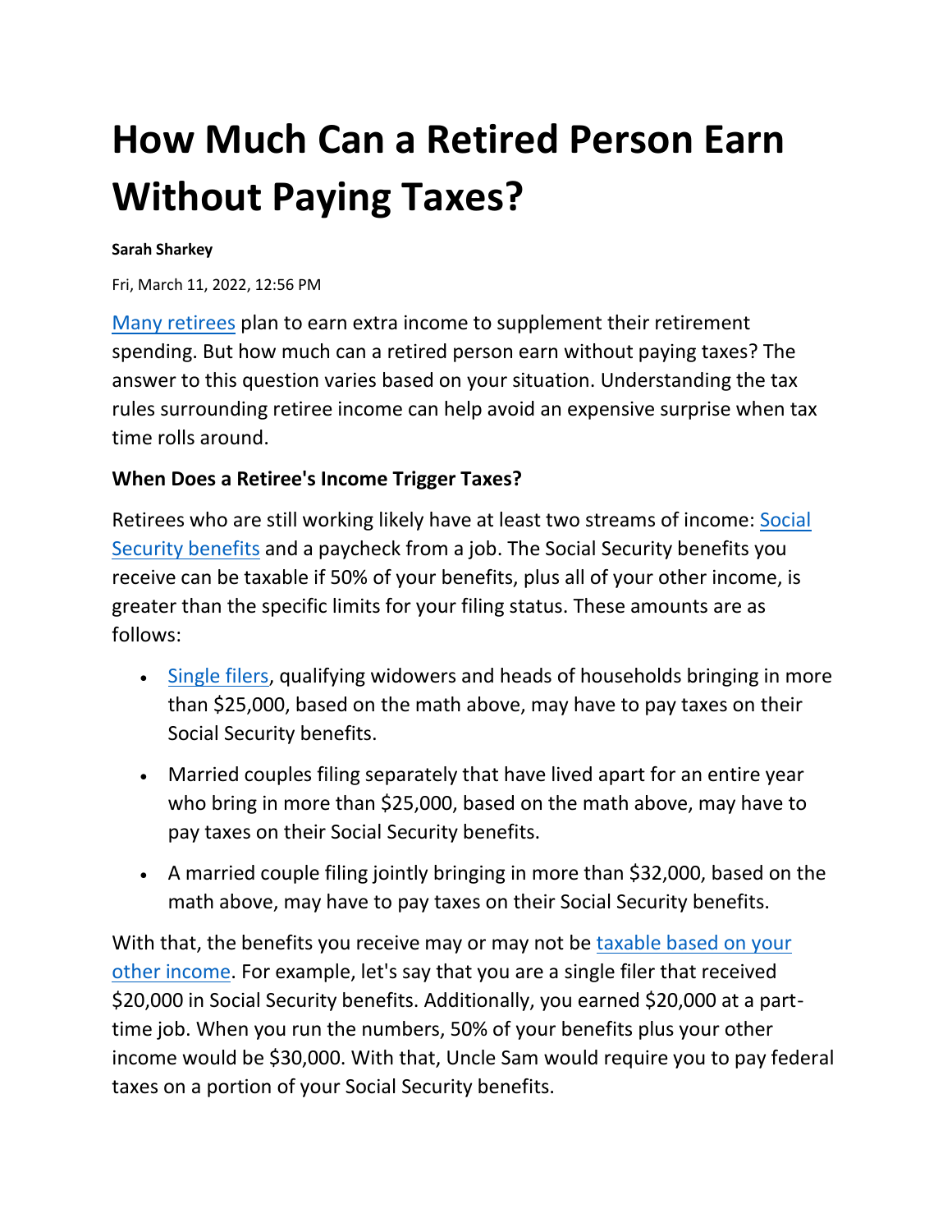# How Much Can a Retired Person Earn Without Paying Taxes?

**Sarah Sharkey**

Fri, March 11, 2022, 12:56 PM

Many retirees plan to earn extra income to supplement their retirement spending. But how much can a retired person earn without paying taxes? The answer to this question varies based on your situation. Understanding the tax rules surrounding retiree income can help avoid an expensive surprise when tax time rolls around.

**When Does a Retiree's Income Trigger Taxes?**

Retirees who are still working likely have at least two streams of income: Social Security benefits and a paycheck from a job. The Social Security benefits you receive can be taxable if 50% of your benefits, plus all of your other income, is greater than the specific limits for your filing status. These amounts are as follows:

- Single filers, qualifying widowers and heads of households bringing in more than $25,000, based on the math above, may have to pay taxes on their Social Security benefits.
- Married couples filing separately that have lived apart for an entire year who bring in more than $25,000, based on the math above, may have to pay taxes on their Social Security benefits.
- A married couple filing jointly bringing in more than $32,000, based on the math above, may have to pay taxes on their Social Security benefits.

With that, the benefits you receive may or may not be taxable based on your other income. For example, let's say that you are a single filer that received $20,000 in Social Security benefits. Additionally, you earned $20,000 at a part-time job. When you run the numbers, 50% of your benefits plus your other income would be $30,000. With that, Uncle Sam would require you to pay federal taxes on a portion of your Social Security benefits.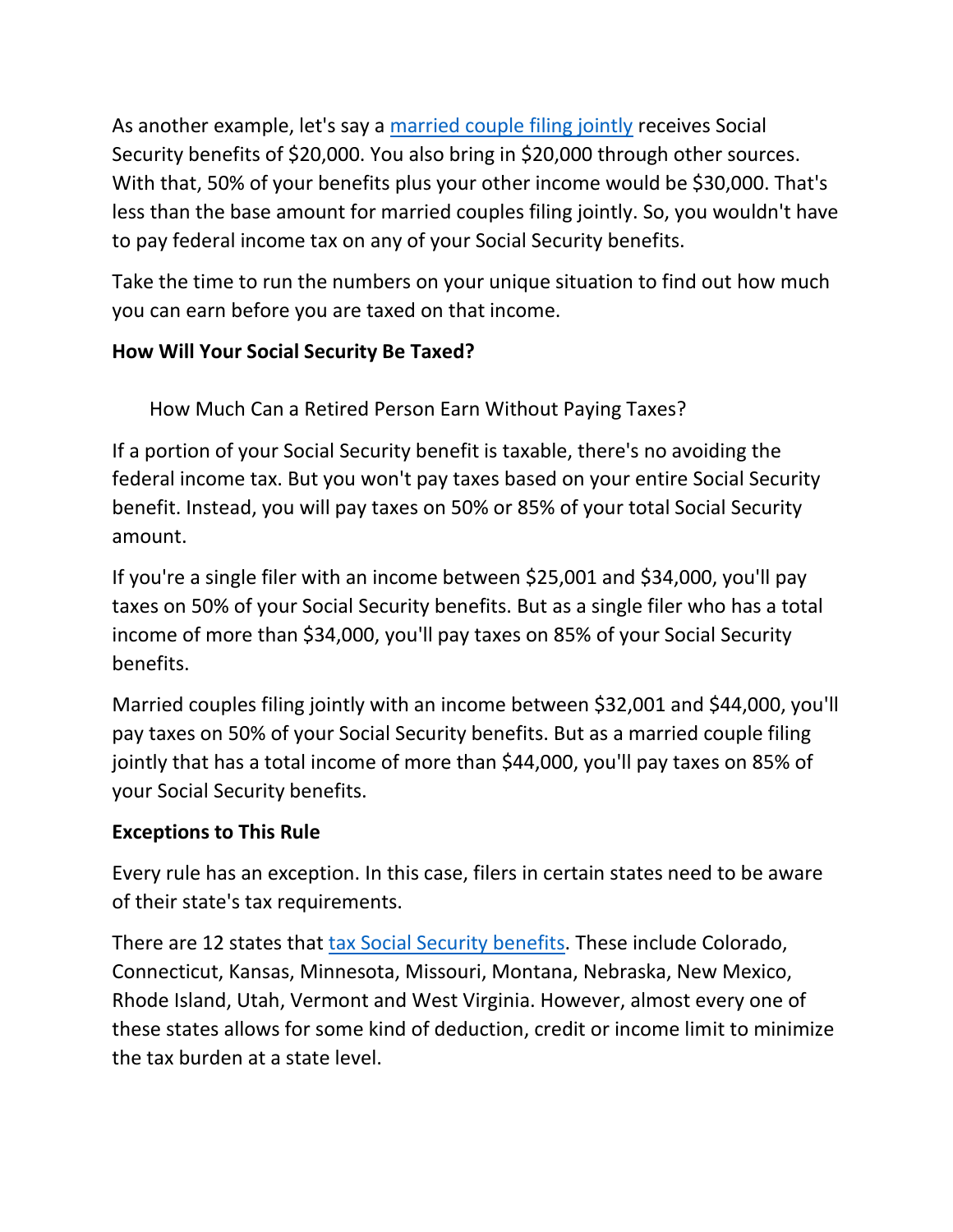As another example, let's say a [married couple filing jointly](#) receives Social Security benefits of $20,000. You also bring in $20,000 through other sources. With that, 50% of your benefits plus your other income would be $30,000. That's less than the base amount for married couples filing jointly. So, you wouldn't have to pay federal income tax on any of your Social Security benefits.

Take the time to run the numbers on your unique situation to find out how much you can earn before you are taxed on that income.

**How Will Your Social Security Be Taxed?**

How Much Can a Retired Person Earn Without Paying Taxes?

If a portion of your Social Security benefit is taxable, there's no avoiding the federal income tax. But you won't pay taxes based on your entire Social Security benefit. Instead, you will pay taxes on 50% or 85% of your total Social Security amount.

If you're a single filer with an income between $25,001 and $34,000, you'll pay taxes on 50% of your Social Security benefits. But as a single filer who has a total income of more than $34,000, you'll pay taxes on 85% of your Social Security benefits.

Married couples filing jointly with an income between $32,001 and $44,000, you'll pay taxes on 50% of your Social Security benefits. But as a married couple filing jointly that has a total income of more than $44,000, you'll pay taxes on 85% of your Social Security benefits.

**Exceptions to This Rule**

Every rule has an exception. In this case, filers in certain states need to be aware of their state's tax requirements.

There are 12 states that [tax Social Security benefits](#). These include Colorado, Connecticut, Kansas, Minnesota, Missouri, Montana, Nebraska, New Mexico, Rhode Island, Utah, Vermont and West Virginia. However, almost every one of these states allows for some kind of deduction, credit or income limit to minimize the tax burden at a state level.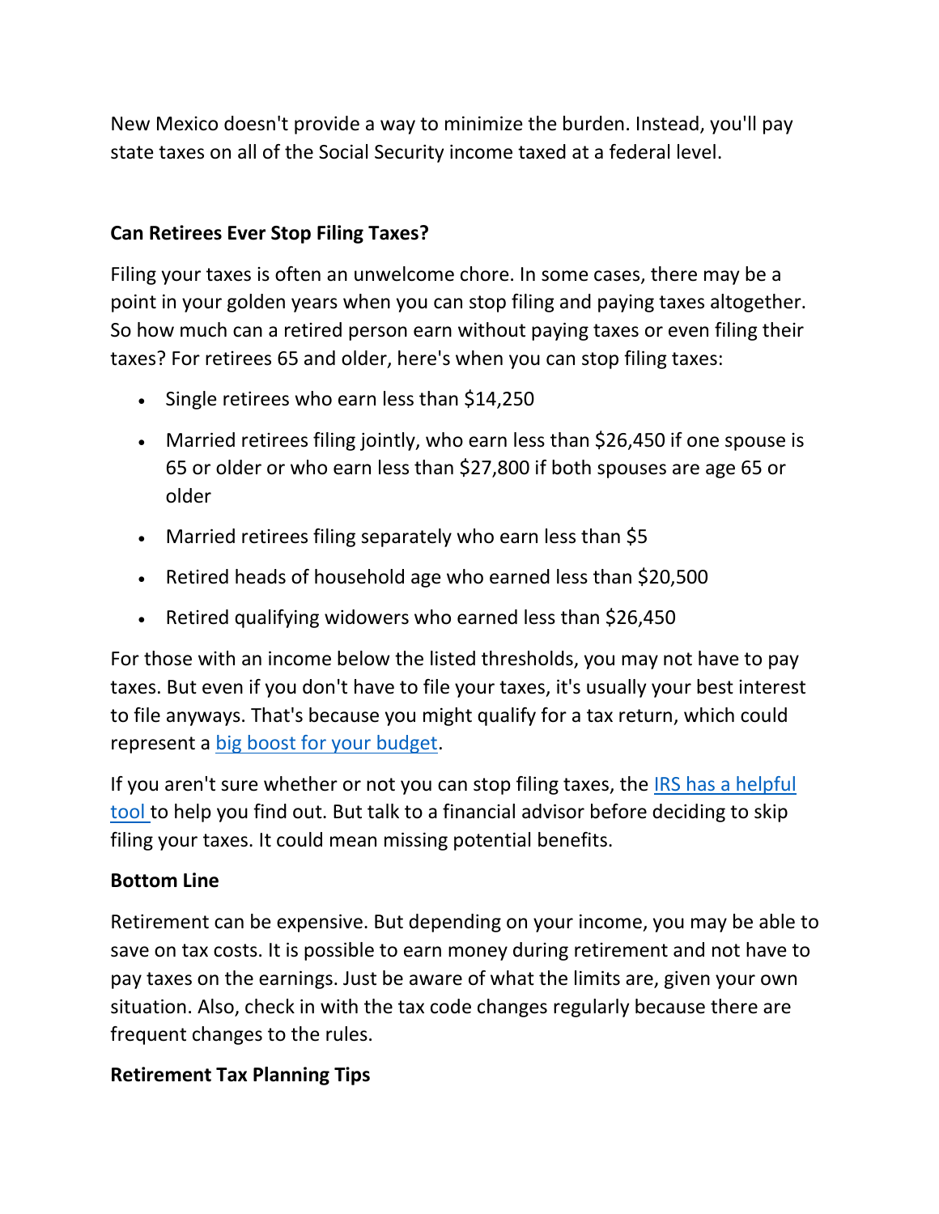New Mexico doesn't provide a way to minimize the burden. Instead, you'll pay state taxes on all of the Social Security income taxed at a federal level.

**Can Retirees Ever Stop Filing Taxes?**

Filing your taxes is often an unwelcome chore. In some cases, there may be a point in your golden years when you can stop filing and paying taxes altogether. So how much can a retired person earn without paying taxes or even filing their taxes? For retirees 65 and older, here's when you can stop filing taxes:

- Single retirees who earn less than $14,250
- Married retirees filing jointly, who earn less than $26,450 if one spouse is 65 or older or who earn less than $27,800 if both spouses are age 65 or older
- Married retirees filing separately who earn less than $5
- Retired heads of household age who earned less than $20,500
- Retired qualifying widowers who earned less than $26,450

For those with an income below the listed thresholds, you may not have to pay taxes. But even if you don't have to file your taxes, it's usually your best interest to file anyways. That's because you might qualify for a tax return, which could represent a [big boost for your budget](#).

If you aren't sure whether or not you can stop filing taxes, the [IRS has a helpful tool](#) to help you find out. But talk to a financial advisor before deciding to skip filing your taxes. It could mean missing potential benefits.

**Bottom Line**

Retirement can be expensive. But depending on your income, you may be able to save on tax costs. It is possible to earn money during retirement and not have to pay taxes on the earnings. Just be aware of what the limits are, given your own situation. Also, check in with the tax code changes regularly because there are frequent changes to the rules.

**Retirement Tax Planning Tips**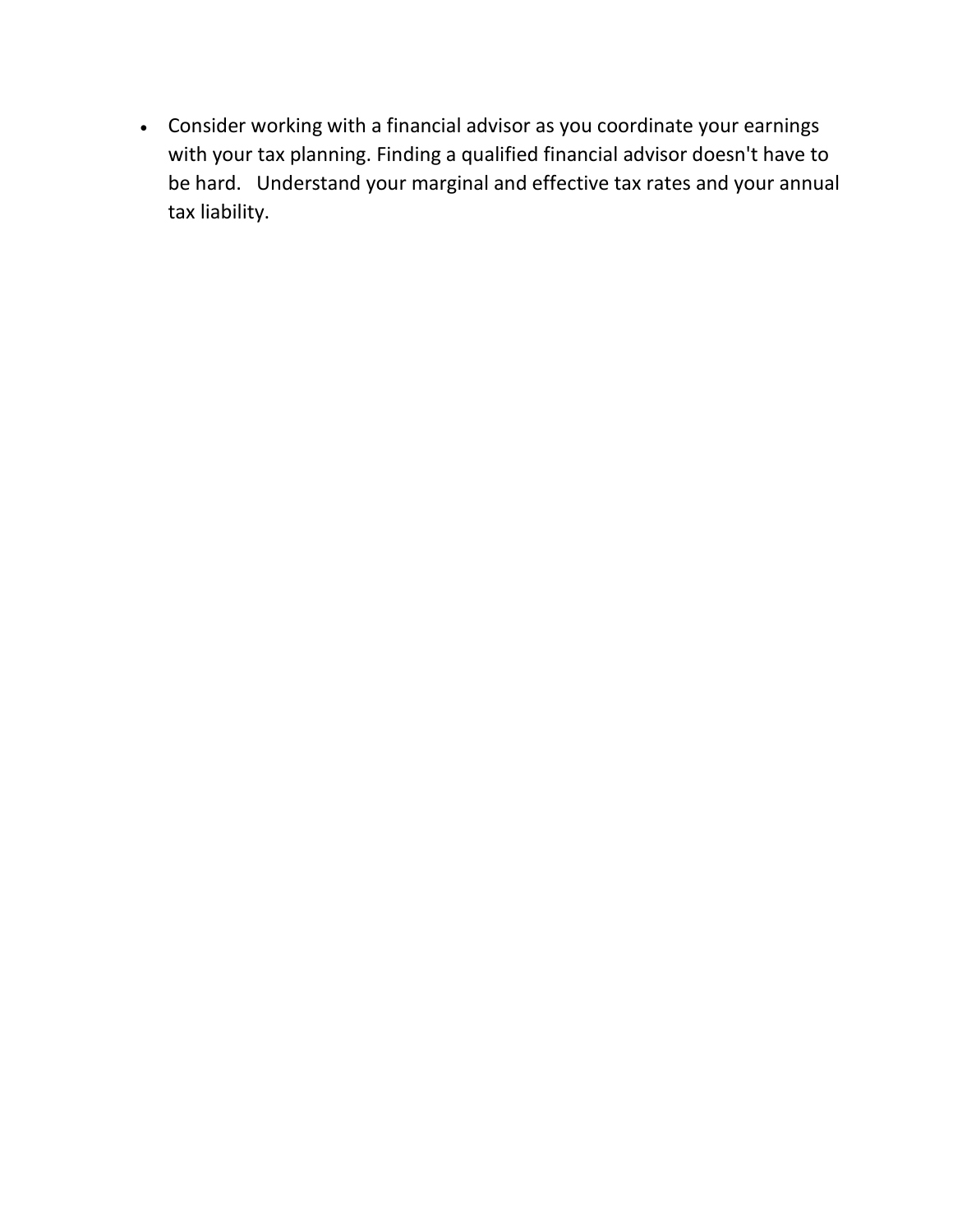- Consider working with a financial advisor as you coordinate your earnings with your tax planning. Finding a qualified financial advisor doesn't have to be hard. Understand your marginal and effective tax rates and your annual tax liability.